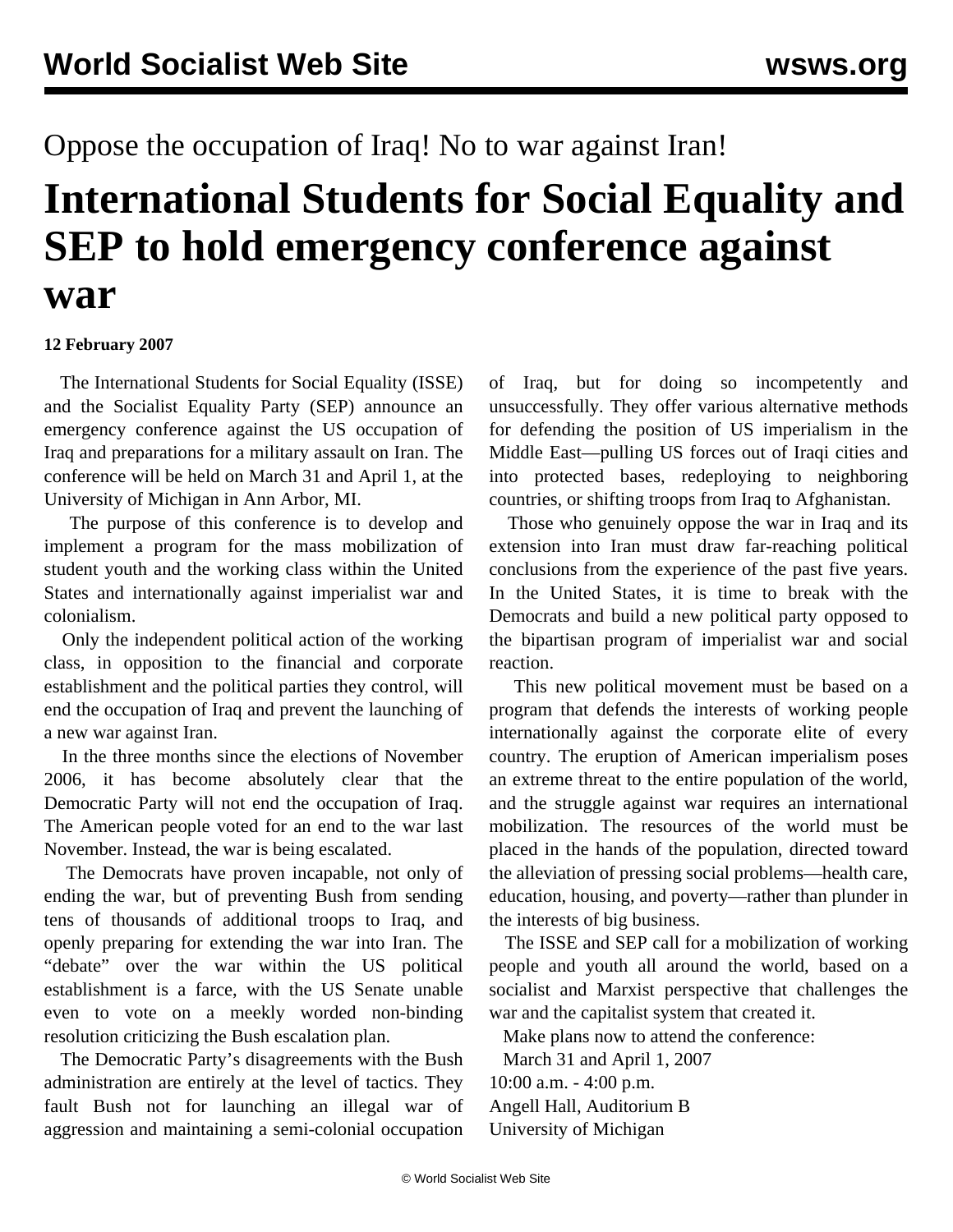Oppose the occupation of Iraq! No to war against Iran!

# International Students for Social Equality and SEP to hold emergency conference against war

**12 February 2007**

The International Students for Social Equality (ISSE) and the Socialist Equality Party (SEP) announce an emergency conference against the US occupation of Iraq and preparations for a military assault on Iran. The conference will be held on March 31 and April 1, at the University of Michigan in Ann Arbor, MI.

The purpose of this conference is to develop and implement a program for the mass mobilization of student youth and the working class within the United States and internationally against imperialist war and colonialism.

Only the independent political action of the working class, in opposition to the financial and corporate establishment and the political parties they control, will end the occupation of Iraq and prevent the launching of a new war against Iran.

In the three months since the elections of November 2006, it has become absolutely clear that the Democratic Party will not end the occupation of Iraq. The American people voted for an end to the war last November. Instead, the war is being escalated.

The Democrats have proven incapable, not only of ending the war, but of preventing Bush from sending tens of thousands of additional troops to Iraq, and openly preparing for extending the war into Iran. The "debate" over the war within the US political establishment is a farce, with the US Senate unable even to vote on a meekly worded non-binding resolution criticizing the Bush escalation plan.

The Democratic Party's disagreements with the Bush administration are entirely at the level of tactics. They fault Bush not for launching an illegal war of aggression and maintaining a semi-colonial occupation of Iraq, but for doing so incompetently and unsuccessfully. They offer various alternative methods for defending the position of US imperialism in the Middle East—pulling US forces out of Iraqi cities and into protected bases, redeploying to neighboring countries, or shifting troops from Iraq to Afghanistan.

Those who genuinely oppose the war in Iraq and its extension into Iran must draw far-reaching political conclusions from the experience of the past five years. In the United States, it is time to break with the Democrats and build a new political party opposed to the bipartisan program of imperialist war and social reaction.

This new political movement must be based on a program that defends the interests of working people internationally against the corporate elite of every country. The eruption of American imperialism poses an extreme threat to the entire population of the world, and the struggle against war requires an international mobilization. The resources of the world must be placed in the hands of the population, directed toward the alleviation of pressing social problems—health care, education, housing, and poverty—rather than plunder in the interests of big business.

The ISSE and SEP call for a mobilization of working people and youth all around the world, based on a socialist and Marxist perspective that challenges the war and the capitalist system that created it.

Make plans now to attend the conference:

March 31 and April 1, 2007
10:00 a.m. - 4:00 p.m.
Angell Hall, Auditorium B
University of Michigan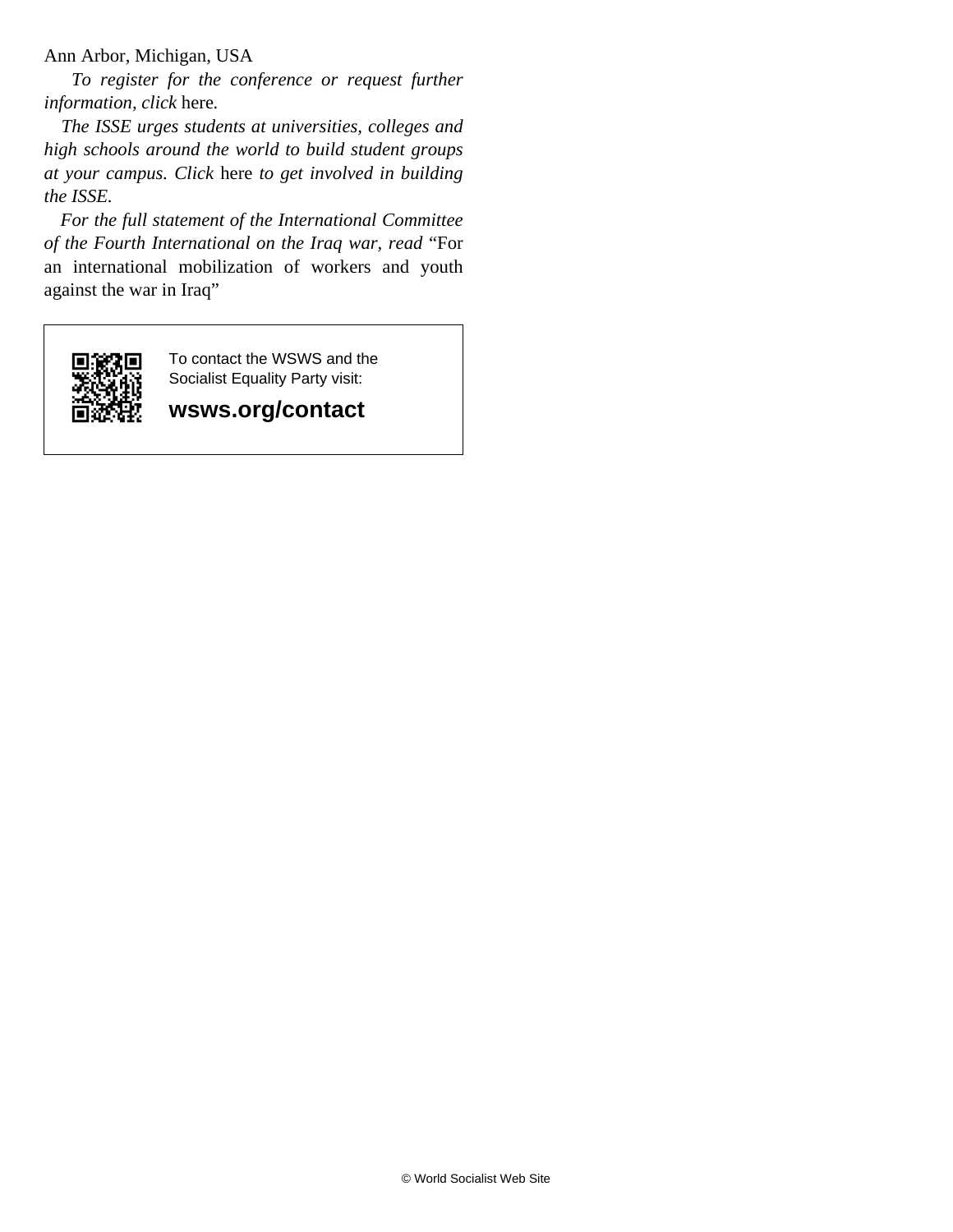Ann Arbor, Michigan, USA

*To register for the conference or request further information, click* here*.*

*The ISSE urges students at universities, colleges and high schools around the world to build student groups at your campus. Click* here *to get involved in building the ISSE.*

*For the full statement of the International Committee of the Fourth International on the Iraq war, read* "For an international mobilization of workers and youth against the war in Iraq"

To contact the WSWS and the Socialist Equality Party visit:

**wsws.org/contact**